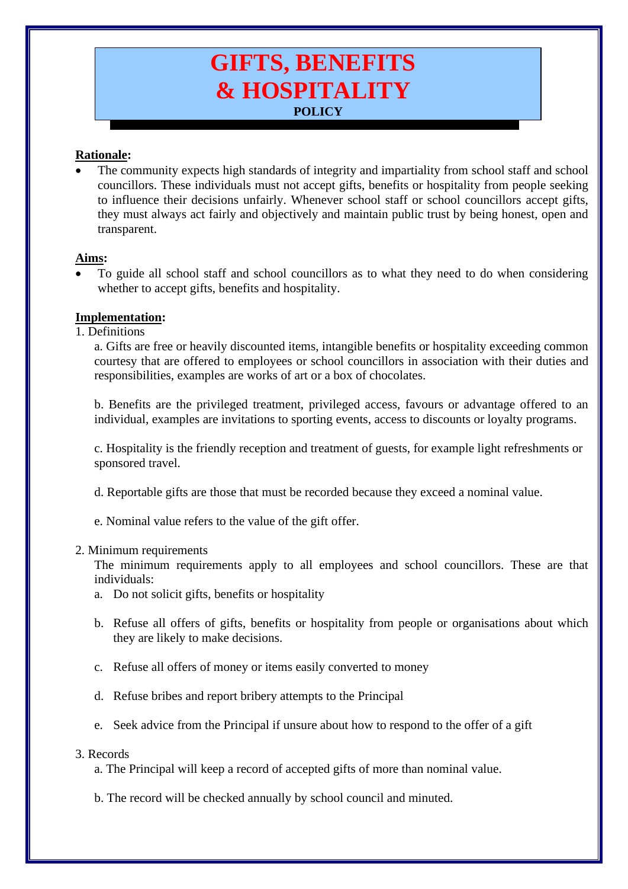# GIFTS, BENEFITS & HOSPITALITY

**POLICY**

**Rationale:**

- The community expects high standards of integrity and impartiality from school staff and school councillors. These individuals must not accept gifts, benefits or hospitality from people seeking to influence their decisions unfairly. Whenever school staff or school councillors accept gifts, they must always act fairly and objectively and maintain public trust by being honest, open and transparent.

**Aims:**

- To guide all school staff and school councillors as to what they need to do when considering whether to accept gifts, benefits and hospitality.

**Implementation:**

1. Definitions

   a. Gifts are free or heavily discounted items, intangible benefits or hospitality exceeding common courtesy that are offered to employees or school councillors in association with their duties and responsibilities, examples are works of art or a box of chocolates.

   b. Benefits are the privileged treatment, privileged access, favours or advantage offered to an individual, examples are invitations to sporting events, access to discounts or loyalty programs.

   c. Hospitality is the friendly reception and treatment of guests, for example light refreshments or sponsored travel.

   d. Reportable gifts are those that must be recorded because they exceed a nominal value.

   e. Nominal value refers to the value of the gift offer.

2. Minimum requirements

   The minimum requirements apply to all employees and school councillors. These are that individuals:

   a. Do not solicit gifts, benefits or hospitality

   b. Refuse all offers of gifts, benefits or hospitality from people or organisations about which they are likely to make decisions.

   c. Refuse all offers of money or items easily converted to money

   d. Refuse bribes and report bribery attempts to the Principal

   e. Seek advice from the Principal if unsure about how to respond to the offer of a gift

3. Records

   a. The Principal will keep a record of accepted gifts of more than nominal value.

   b. The record will be checked annually by school council and minuted.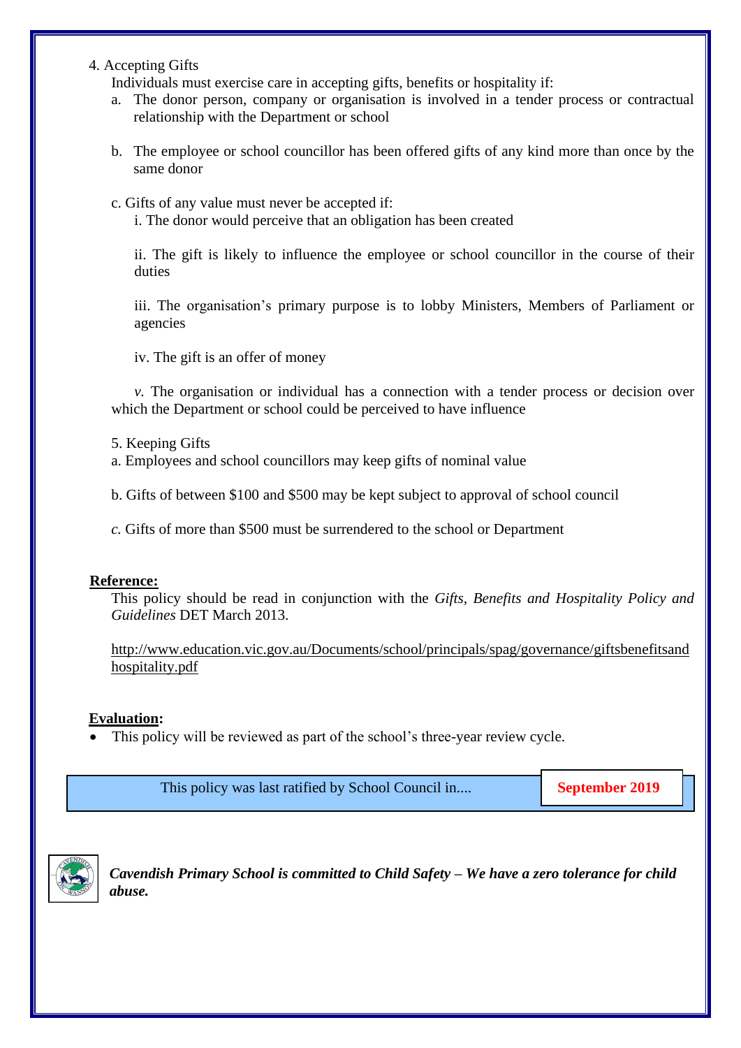4. Accepting Gifts

Individuals must exercise care in accepting gifts, benefits or hospitality if:

a. The donor person, company or organisation is involved in a tender process or contractual relationship with the Department or school

b. The employee or school councillor has been offered gifts of any kind more than once by the same donor

c. Gifts of any value must never be accepted if:

i. The donor would perceive that an obligation has been created

ii. The gift is likely to influence the employee or school councillor in the course of their duties

iii. The organisation's primary purpose is to lobby Ministers, Members of Parliament or agencies

iv. The gift is an offer of money

*v.* The organisation or individual has a connection with a tender process or decision over which the Department or school could be perceived to have influence

5. Keeping Gifts

a. Employees and school councillors may keep gifts of nominal value

b. Gifts of between $100 and $500 may be kept subject to approval of school council

*c.* Gifts of more than $500 must be surrendered to the school or Department

**Reference:**

This policy should be read in conjunction with the *Gifts, Benefits and Hospitality Policy and Guidelines* DET March 2013.

http://www.education.vic.gov.au/Documents/school/principals/spag/governance/giftsbenefitsandhospitality.pdf

**Evaluation:**

- This policy will be reviewed as part of the school's three-year review cycle.

This policy was last ratified by School Council in.... **September 2019**

***Cavendish Primary School is committed to Child Safety – We have a zero tolerance for child abuse.***